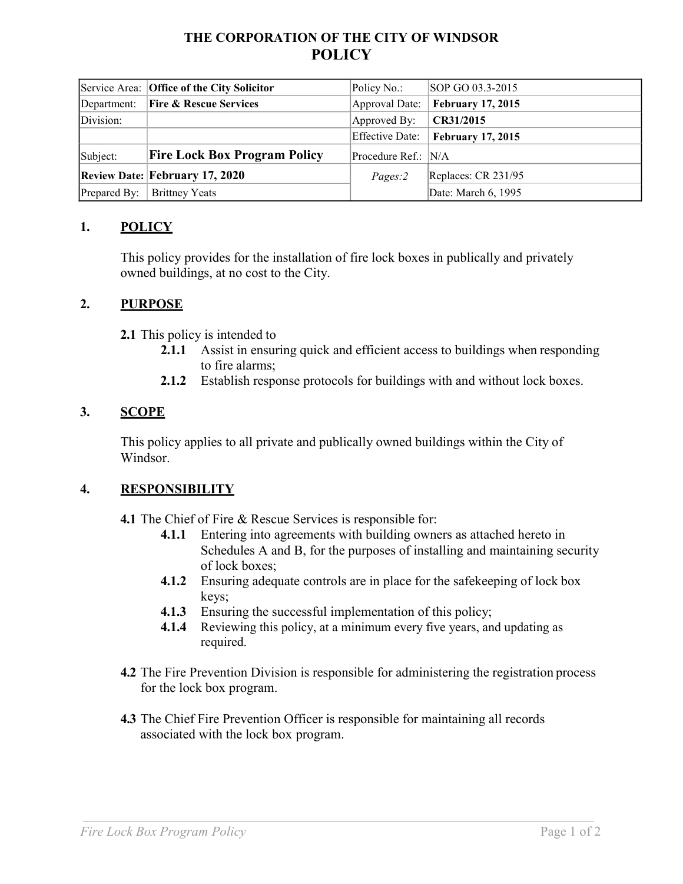# THE CORPORATION OF THE CITY OF WINDSOR
# POLICY

| Service Area: | **Office of the City Solicitor** | Policy No.: | SOP GO 03.3-2015 |
|---|---|---|---|
| Department: | **Fire & Rescue Services** | Approval Date: | **February 17, 2015** |
| Division: | | Approved By: | **CR31/2015** |
| | | Effective Date: | **February 17, 2015** |
| Subject: | **Fire Lock Box Program Policy** | Procedure Ref.: | N/A |
| **Review Date:** | **February 17, 2020** | *Pages:2* | Replaces: CR 231/95 |
| Prepared By: | Brittney Yeats | | Date: March 6, 1995 |

## 1. POLICY

This policy provides for the installation of fire lock boxes in publically and privately owned buildings, at no cost to the City.

## 2. PURPOSE

**2.1** This policy is intended to

- **2.1.1** Assist in ensuring quick and efficient access to buildings when responding to fire alarms;
- **2.1.2** Establish response protocols for buildings with and without lock boxes.

## 3. SCOPE

This policy applies to all private and publically owned buildings within the City of Windsor.

## 4. RESPONSIBILITY

**4.1** The Chief of Fire & Rescue Services is responsible for:

- **4.1.1** Entering into agreements with building owners as attached hereto in Schedules A and B, for the purposes of installing and maintaining security of lock boxes;
- **4.1.2** Ensuring adequate controls are in place for the safekeeping of lock box keys;
- **4.1.3** Ensuring the successful implementation of this policy;
- **4.1.4** Reviewing this policy, at a minimum every five years, and updating as required.

**4.2** The Fire Prevention Division is responsible for administering the registration process for the lock box program.

**4.3** The Chief Fire Prevention Officer is responsible for maintaining all records associated with the lock box program.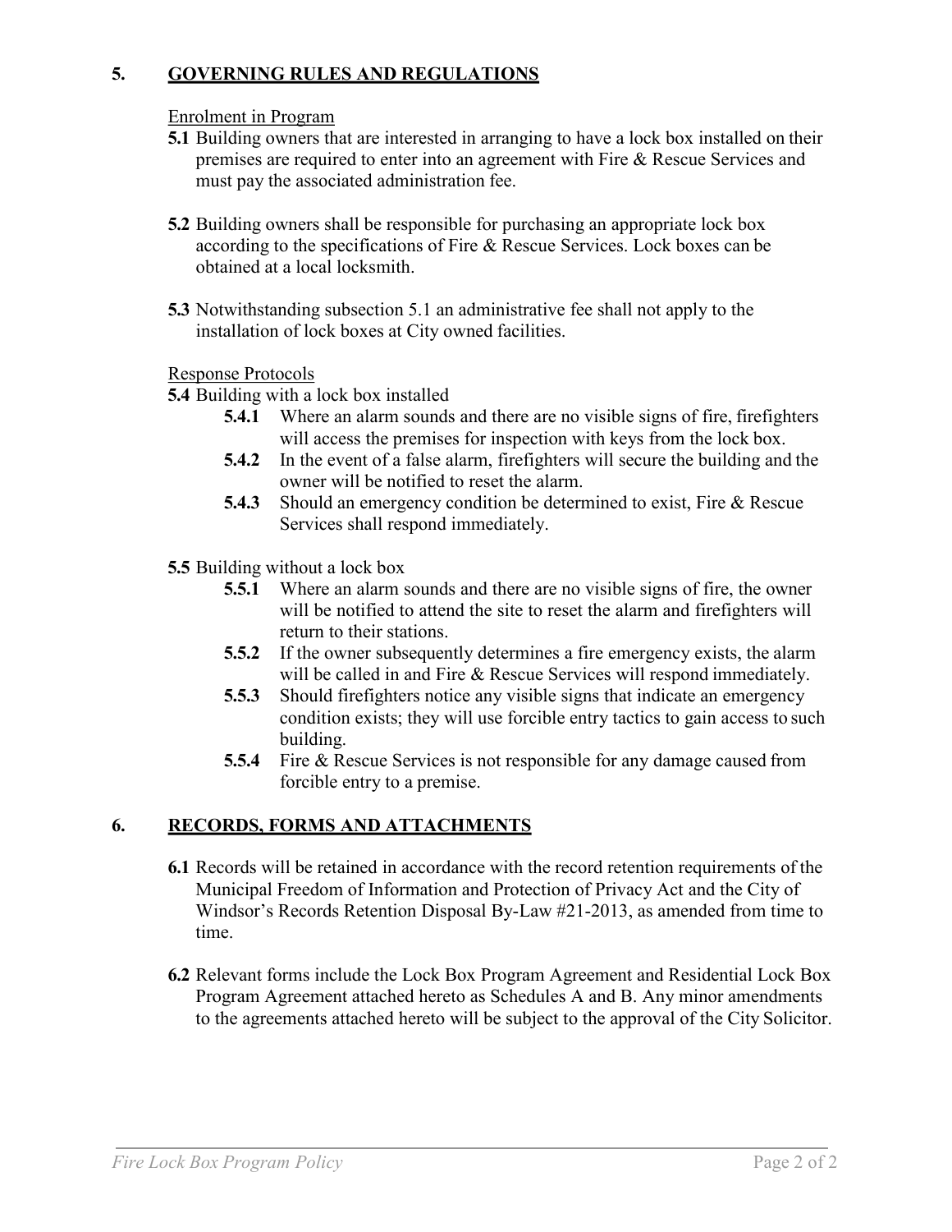## 5. GOVERNING RULES AND REGULATIONS

Enrolment in Program

**5.1** Building owners that are interested in arranging to have a lock box installed on their premises are required to enter into an agreement with Fire & Rescue Services and must pay the associated administration fee.

**5.2** Building owners shall be responsible for purchasing an appropriate lock box according to the specifications of Fire & Rescue Services. Lock boxes can be obtained at a local locksmith.

**5.3** Notwithstanding subsection 5.1 an administrative fee shall not apply to the installation of lock boxes at City owned facilities.

Response Protocols

**5.4** Building with a lock box installed

- **5.4.1** Where an alarm sounds and there are no visible signs of fire, firefighters will access the premises for inspection with keys from the lock box.
- **5.4.2** In the event of a false alarm, firefighters will secure the building and the owner will be notified to reset the alarm.
- **5.4.3** Should an emergency condition be determined to exist, Fire & Rescue Services shall respond immediately.

**5.5** Building without a lock box

- **5.5.1** Where an alarm sounds and there are no visible signs of fire, the owner will be notified to attend the site to reset the alarm and firefighters will return to their stations.
- **5.5.2** If the owner subsequently determines a fire emergency exists, the alarm will be called in and Fire & Rescue Services will respond immediately.
- **5.5.3** Should firefighters notice any visible signs that indicate an emergency condition exists; they will use forcible entry tactics to gain access to such building.
- **5.5.4** Fire & Rescue Services is not responsible for any damage caused from forcible entry to a premise.

## 6. RECORDS, FORMS AND ATTACHMENTS

**6.1** Records will be retained in accordance with the record retention requirements of the Municipal Freedom of Information and Protection of Privacy Act and the City of Windsor's Records Retention Disposal By-Law #21-2013, as amended from time to time.

**6.2** Relevant forms include the Lock Box Program Agreement and Residential Lock Box Program Agreement attached hereto as Schedules A and B. Any minor amendments to the agreements attached hereto will be subject to the approval of the City Solicitor.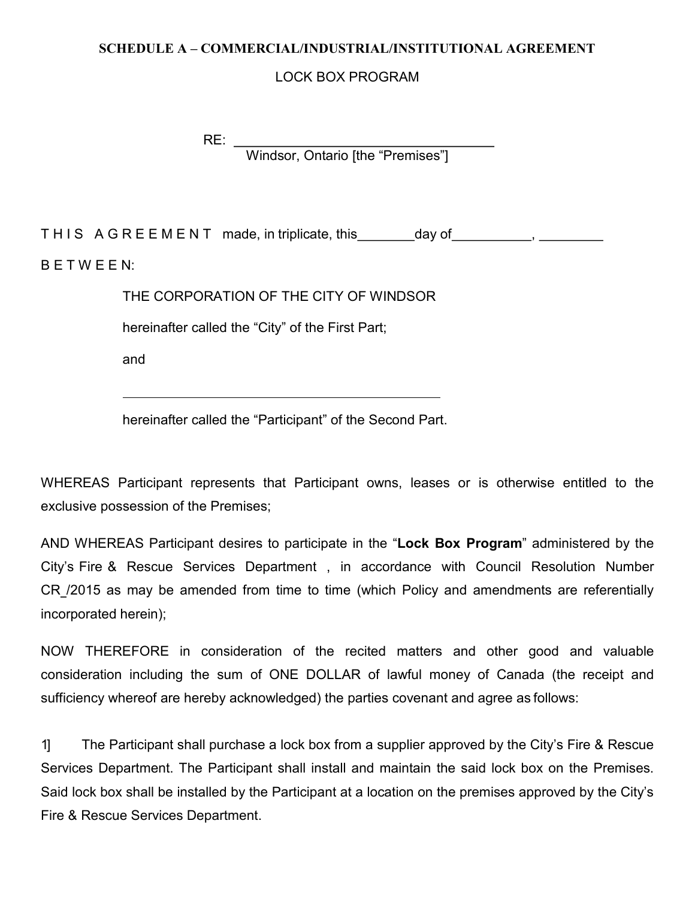**SCHEDULE A – COMMERCIAL/INDUSTRIAL/INSTITUTIONAL AGREEMENT**

LOCK BOX PROGRAM

RE: ____________________________________
Windsor, Ontario [the "Premises"]

T H I S  A G R E E M E N T  made, in triplicate, this________day of___________, _________

B E T W E E N:

THE CORPORATION OF THE CITY OF WINDSOR

hereinafter called the "City" of the First Part;

and

_____________________________________________

hereinafter called the "Participant" of the Second Part.

WHEREAS Participant represents that Participant owns, leases or is otherwise entitled to the exclusive possession of the Premises;

AND WHEREAS Participant desires to participate in the "**Lock Box Program**" administered by the City's Fire & Rescue Services Department , in accordance with Council Resolution Number CR_/2015 as may be amended from time to time (which Policy and amendments are referentially incorporated herein);

NOW THEREFORE in consideration of the recited matters and other good and valuable consideration including the sum of ONE DOLLAR of lawful money of Canada (the receipt and sufficiency whereof are hereby acknowledged) the parties covenant and agree as follows:

1] The Participant shall purchase a lock box from a supplier approved by the City's Fire & Rescue Services Department. The Participant shall install and maintain the said lock box on the Premises. Said lock box shall be installed by the Participant at a location on the premises approved by the City's Fire & Rescue Services Department.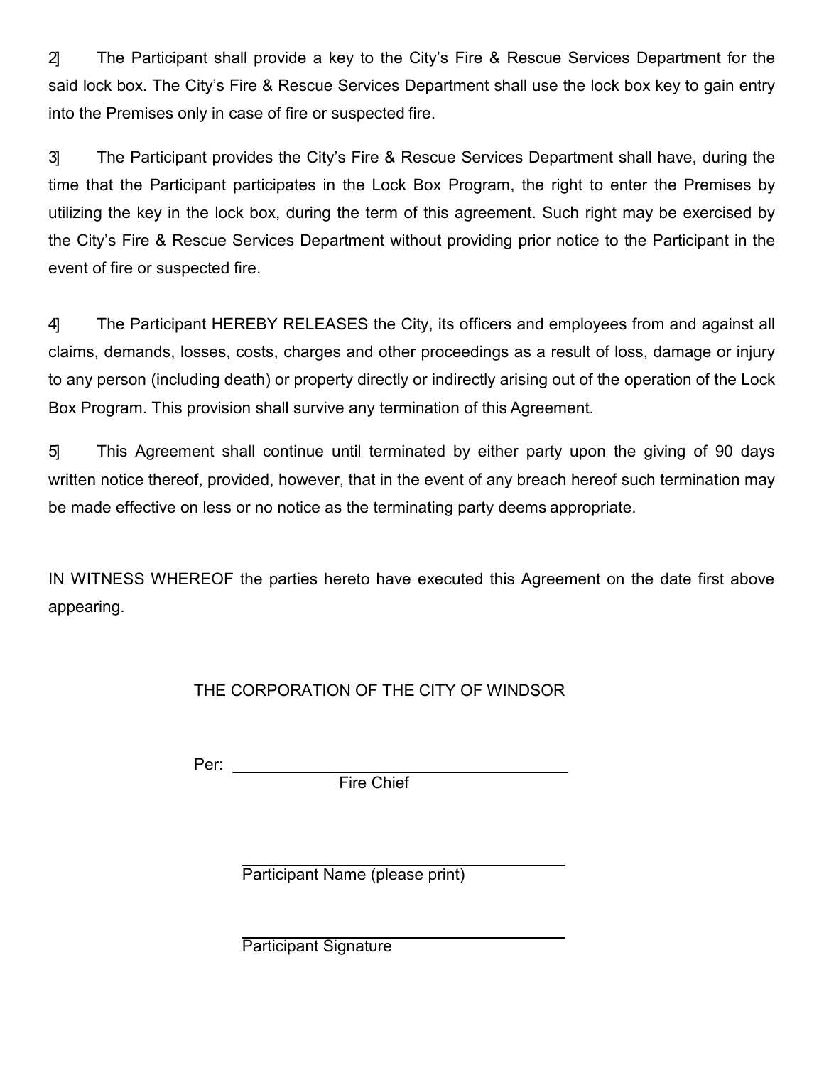2] The Participant shall provide a key to the City's Fire & Rescue Services Department for the said lock box. The City's Fire & Rescue Services Department shall use the lock box key to gain entry into the Premises only in case of fire or suspected fire.

3] The Participant provides the City's Fire & Rescue Services Department shall have, during the time that the Participant participates in the Lock Box Program, the right to enter the Premises by utilizing the key in the lock box, during the term of this agreement. Such right may be exercised by the City's Fire & Rescue Services Department without providing prior notice to the Participant in the event of fire or suspected fire.

4] The Participant HEREBY RELEASES the City, its officers and employees from and against all claims, demands, losses, costs, charges and other proceedings as a result of loss, damage or injury to any person (including death) or property directly or indirectly arising out of the operation of the Lock Box Program. This provision shall survive any termination of this Agreement.

5] This Agreement shall continue until terminated by either party upon the giving of 90 days written notice thereof, provided, however, that in the event of any breach hereof such termination may be made effective on less or no notice as the terminating party deems appropriate.

IN WITNESS WHEREOF the parties hereto have executed this Agreement on the date first above appearing.

THE CORPORATION OF THE CITY OF WINDSOR

Per: ______________________________
Fire Chief

______________________________
Participant Name (please print)

______________________________
Participant Signature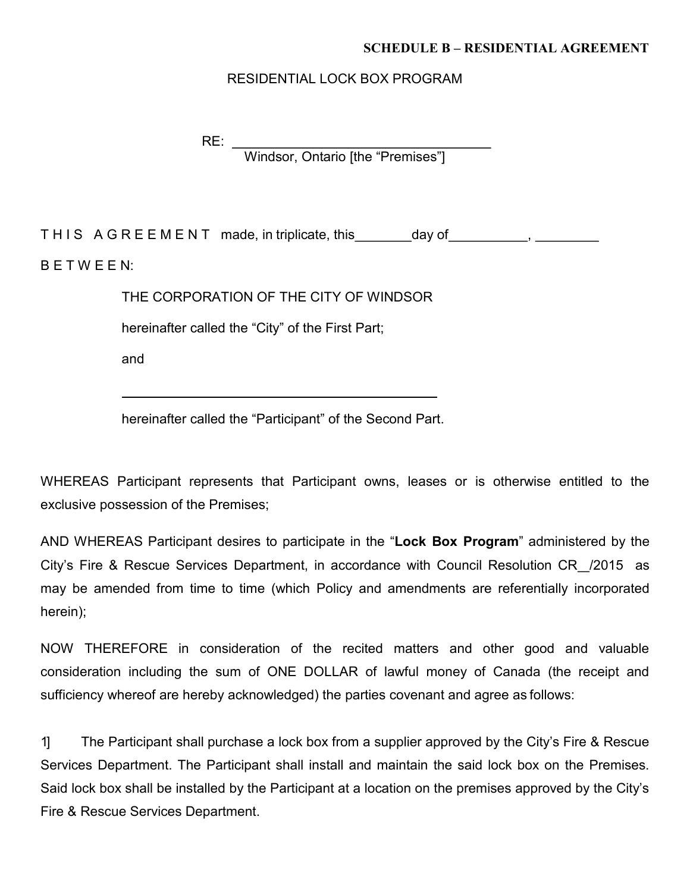**SCHEDULE B – RESIDENTIAL AGREEMENT**

RESIDENTIAL LOCK BOX PROGRAM

RE: ___________________________________
Windsor, Ontario [the "Premises"]

T H I S A G R E E M E N T made, in triplicate, this________day of__________, ________

B E T W E E N:

THE CORPORATION OF THE CITY OF WINDSOR

hereinafter called the "City" of the First Part;

and

_____________________________________________

hereinafter called the "Participant" of the Second Part.

WHEREAS Participant represents that Participant owns, leases or is otherwise entitled to the exclusive possession of the Premises;

AND WHEREAS Participant desires to participate in the "**Lock Box Program**" administered by the City's Fire & Rescue Services Department, in accordance with Council Resolution CR__/2015 as may be amended from time to time (which Policy and amendments are referentially incorporated herein);

NOW THEREFORE in consideration of the recited matters and other good and valuable consideration including the sum of ONE DOLLAR of lawful money of Canada (the receipt and sufficiency whereof are hereby acknowledged) the parties covenant and agree as follows:

1] The Participant shall purchase a lock box from a supplier approved by the City's Fire & Rescue Services Department. The Participant shall install and maintain the said lock box on the Premises. Said lock box shall be installed by the Participant at a location on the premises approved by the City's Fire & Rescue Services Department.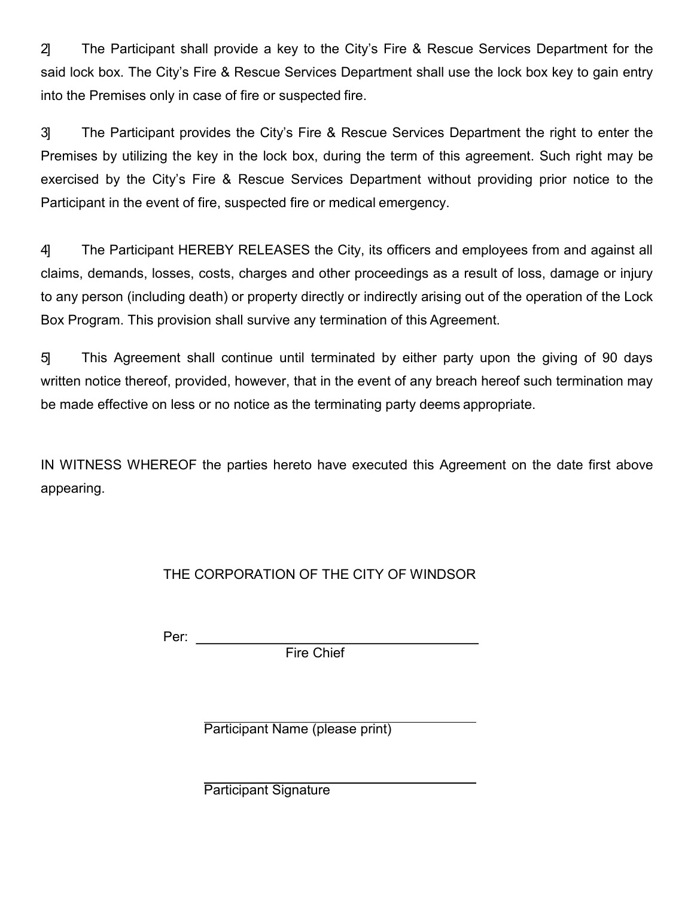2] The Participant shall provide a key to the City's Fire & Rescue Services Department for the said lock box. The City's Fire & Rescue Services Department shall use the lock box key to gain entry into the Premises only in case of fire or suspected fire.

3] The Participant provides the City's Fire & Rescue Services Department the right to enter the Premises by utilizing the key in the lock box, during the term of this agreement. Such right may be exercised by the City's Fire & Rescue Services Department without providing prior notice to the Participant in the event of fire, suspected fire or medical emergency.

4] The Participant HEREBY RELEASES the City, its officers and employees from and against all claims, demands, losses, costs, charges and other proceedings as a result of loss, damage or injury to any person (including death) or property directly or indirectly arising out of the operation of the Lock Box Program. This provision shall survive any termination of this Agreement.

5] This Agreement shall continue until terminated by either party upon the giving of 90 days written notice thereof, provided, however, that in the event of any breach hereof such termination may be made effective on less or no notice as the terminating party deems appropriate.

IN WITNESS WHEREOF the parties hereto have executed this Agreement on the date first above appearing.

THE CORPORATION OF THE CITY OF WINDSOR

Per: ______________________________________
Fire Chief

______________________________________
Participant Name (please print)

______________________________________
Participant Signature